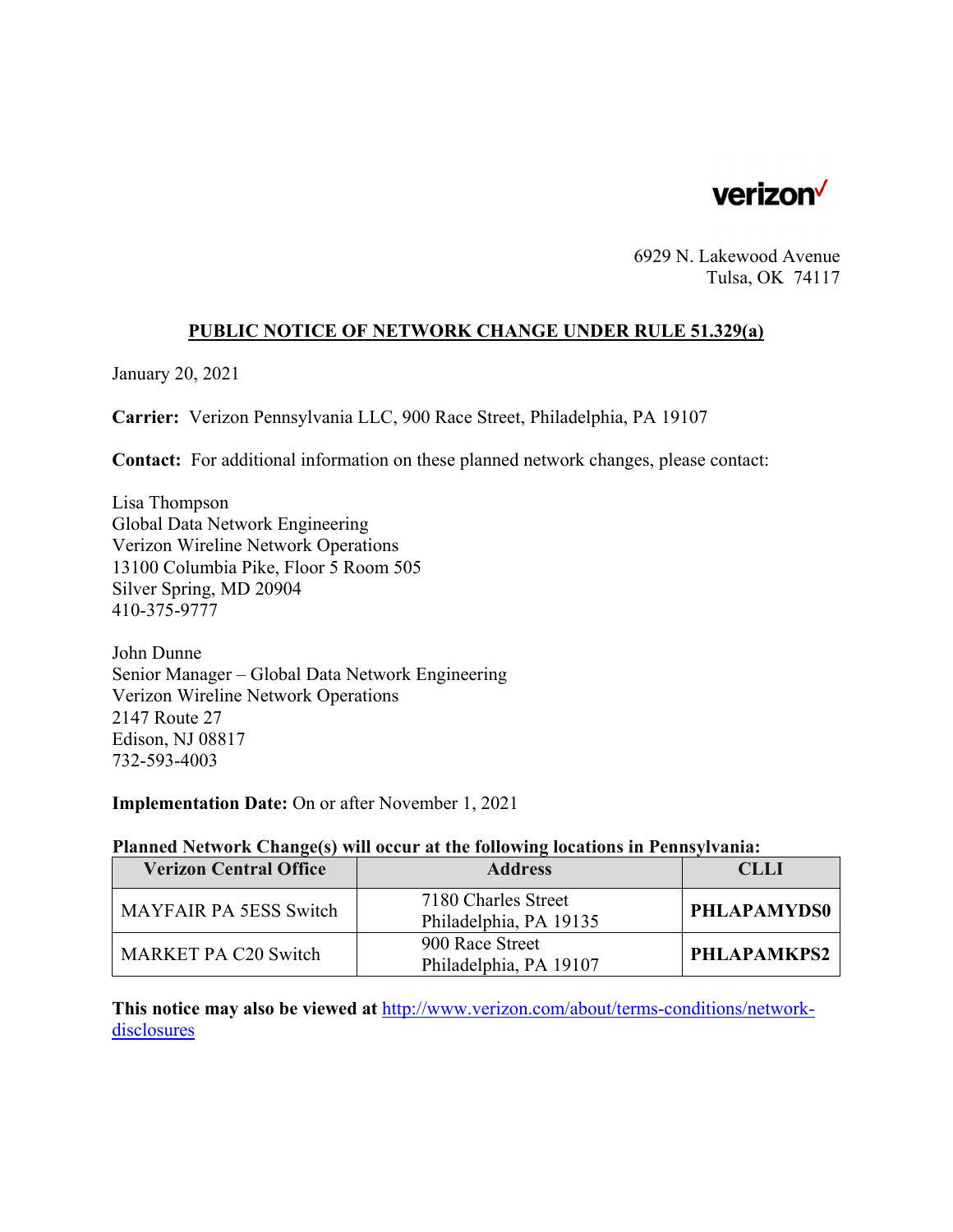verizon

6929 N. Lakewood Avenue
Tulsa, OK 74117

## PUBLIC NOTICE OF NETWORK CHANGE UNDER RULE 51.329(a)

January 20, 2021

**Carrier:** Verizon Pennsylvania LLC, 900 Race Street, Philadelphia, PA 19107

**Contact:** For additional information on these planned network changes, please contact:

Lisa Thompson
Global Data Network Engineering
Verizon Wireline Network Operations
13100 Columbia Pike, Floor 5 Room 505
Silver Spring, MD 20904
410-375-9777

John Dunne
Senior Manager – Global Data Network Engineering
Verizon Wireline Network Operations
2147 Route 27
Edison, NJ 08817
732-593-4003

**Implementation Date:** On or after November 1, 2021

**Planned Network Change(s) will occur at the following locations in Pennsylvania:**

| Verizon Central Office | Address | CLLI |
|---|---|---|
| MAYFAIR PA 5ESS Switch | 7180 Charles Street<br>Philadelphia, PA 19135 | **PHLAPAMYDS0** |
| MARKET PA C20 Switch | 900 Race Street<br>Philadelphia, PA 19107 | **PHLAPAMKPS2** |

**This notice may also be viewed at** http://www.verizon.com/about/terms-conditions/network-disclosures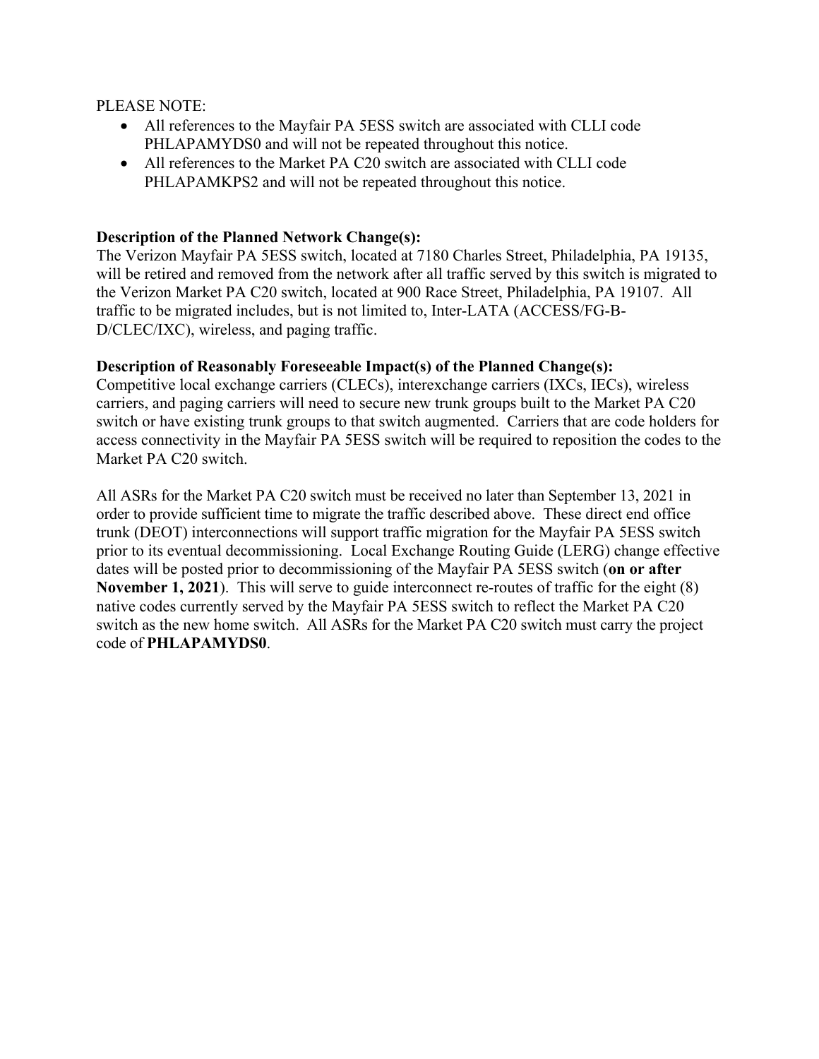PLEASE NOTE:

- All references to the Mayfair PA 5ESS switch are associated with CLLI code PHLAPAMYDS0 and will not be repeated throughout this notice.
- All references to the Market PA C20 switch are associated with CLLI code PHLAPAMKPS2 and will not be repeated throughout this notice.

**Description of the Planned Network Change(s):**
The Verizon Mayfair PA 5ESS switch, located at 7180 Charles Street, Philadelphia, PA 19135, will be retired and removed from the network after all traffic served by this switch is migrated to the Verizon Market PA C20 switch, located at 900 Race Street, Philadelphia, PA 19107. All traffic to be migrated includes, but is not limited to, Inter-LATA (ACCESS/FG-B-D/CLEC/IXC), wireless, and paging traffic.

**Description of Reasonably Foreseeable Impact(s) of the Planned Change(s):**
Competitive local exchange carriers (CLECs), interexchange carriers (IXCs, IECs), wireless carriers, and paging carriers will need to secure new trunk groups built to the Market PA C20 switch or have existing trunk groups to that switch augmented. Carriers that are code holders for access connectivity in the Mayfair PA 5ESS switch will be required to reposition the codes to the Market PA C20 switch.

All ASRs for the Market PA C20 switch must be received no later than September 13, 2021 in order to provide sufficient time to migrate the traffic described above. These direct end office trunk (DEOT) interconnections will support traffic migration for the Mayfair PA 5ESS switch prior to its eventual decommissioning. Local Exchange Routing Guide (LERG) change effective dates will be posted prior to decommissioning of the Mayfair PA 5ESS switch (**on or after November 1, 2021**). This will serve to guide interconnect re-routes of traffic for the eight (8) native codes currently served by the Mayfair PA 5ESS switch to reflect the Market PA C20 switch as the new home switch. All ASRs for the Market PA C20 switch must carry the project code of **PHLAPAMYDS0**.